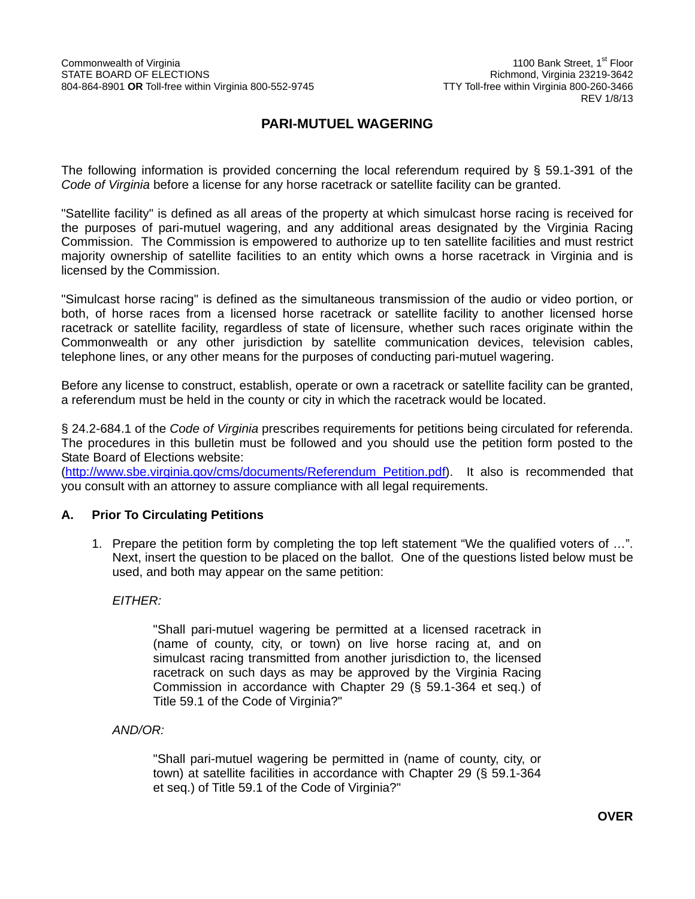Commonwealth of Virginia
STATE BOARD OF ELECTIONS
804-864-8901 **OR** Toll-free within Virginia 800-552-9745

1100 Bank Street, 1st Floor
Richmond, Virginia 23219-3642
TTY Toll-free within Virginia 800-260-3466
REV 1/8/13

# PARI-MUTUEL WAGERING

The following information is provided concerning the local referendum required by § 59.1-391 of the *Code of Virginia* before a license for any horse racetrack or satellite facility can be granted.

"Satellite facility" is defined as all areas of the property at which simulcast horse racing is received for the purposes of pari-mutuel wagering, and any additional areas designated by the Virginia Racing Commission. The Commission is empowered to authorize up to ten satellite facilities and must restrict majority ownership of satellite facilities to an entity which owns a horse racetrack in Virginia and is licensed by the Commission.

"Simulcast horse racing" is defined as the simultaneous transmission of the audio or video portion, or both, of horse races from a licensed horse racetrack or satellite facility to another licensed horse racetrack or satellite facility, regardless of state of licensure, whether such races originate within the Commonwealth or any other jurisdiction by satellite communication devices, television cables, telephone lines, or any other means for the purposes of conducting pari-mutuel wagering.

Before any license to construct, establish, operate or own a racetrack or satellite facility can be granted, a referendum must be held in the county or city in which the racetrack would be located.

§ 24.2-684.1 of the *Code of Virginia* prescribes requirements for petitions being circulated for referenda. The procedures in this bulletin must be followed and you should use the petition form posted to the State Board of Elections website:
(http://www.sbe.virginia.gov/cms/documents/Referendum_Petition.pdf). It also is recommended that you consult with an attorney to assure compliance with all legal requirements.

## A. Prior To Circulating Petitions

1. Prepare the petition form by completing the top left statement "We the qualified voters of …". Next, insert the question to be placed on the ballot. One of the questions listed below must be used, and both may appear on the same petition:

   *EITHER:*

   > "Shall pari-mutuel wagering be permitted at a licensed racetrack in (name of county, city, or town) on live horse racing at, and on simulcast racing transmitted from another jurisdiction to, the licensed racetrack on such days as may be approved by the Virginia Racing Commission in accordance with Chapter 29 (§ 59.1-364 et seq.) of Title 59.1 of the Code of Virginia?"

   *AND/OR:*

   > "Shall pari-mutuel wagering be permitted in (name of county, city, or town) at satellite facilities in accordance with Chapter 29 (§ 59.1-364 et seq.) of Title 59.1 of the Code of Virginia?"

**OVER**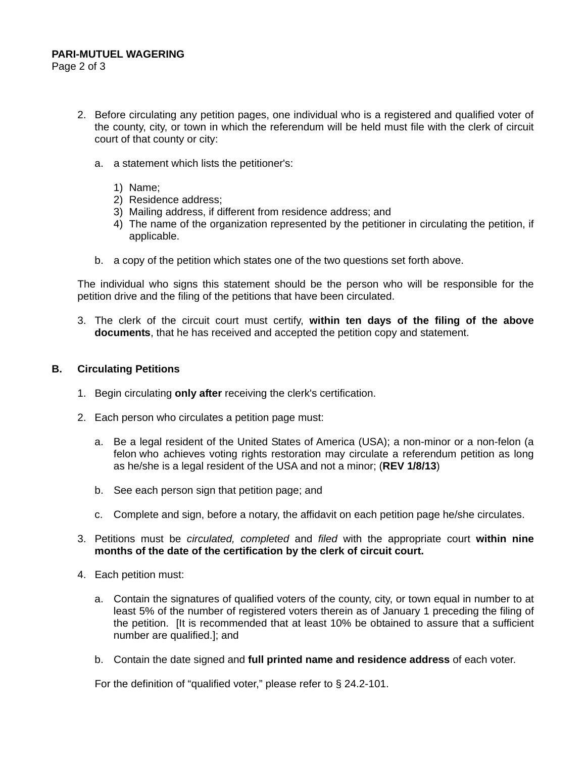2. Before circulating any petition pages, one individual who is a registered and qualified voter of the county, city, or town in which the referendum will be held must file with the clerk of circuit court of that county or city:

   a. a statement which lists the petitioner's:

      1) Name;
      2) Residence address;
      3) Mailing address, if different from residence address; and
      4) The name of the organization represented by the petitioner in circulating the petition, if applicable.

   b. a copy of the petition which states one of the two questions set forth above.

   The individual who signs this statement should be the person who will be responsible for the petition drive and the filing of the petitions that have been circulated.

3. The clerk of the circuit court must certify, **within ten days of the filing of the above documents**, that he has received and accepted the petition copy and statement.

## B. Circulating Petitions

1. Begin circulating **only after** receiving the clerk's certification.

2. Each person who circulates a petition page must:

   a. Be a legal resident of the United States of America (USA); a non-minor or a non-felon (a felon who achieves voting rights restoration may circulate a referendum petition as long as he/she is a legal resident of the USA and not a minor; (**REV 1/8/13**)

   b. See each person sign that petition page; and

   c. Complete and sign, before a notary, the affidavit on each petition page he/she circulates.

3. Petitions must be *circulated, completed* and *filed* with the appropriate court **within nine months of the date of the certification by the clerk of circuit court.**

4. Each petition must:

   a. Contain the signatures of qualified voters of the county, city, or town equal in number to at least 5% of the number of registered voters therein as of January 1 preceding the filing of the petition. [It is recommended that at least 10% be obtained to assure that a sufficient number are qualified.]; and

   b. Contain the date signed and **full printed name and residence address** of each voter.

   For the definition of “qualified voter,” please refer to § 24.2-101.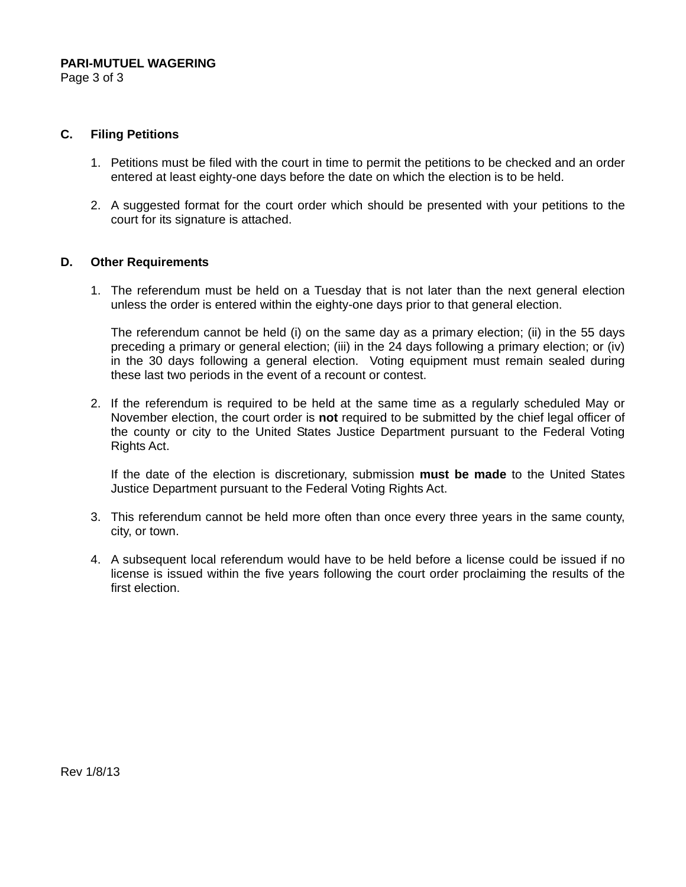### C. Filing Petitions

1. Petitions must be filed with the court in time to permit the petitions to be checked and an order entered at least eighty-one days before the date on which the election is to be held.

2. A suggested format for the court order which should be presented with your petitions to the court for its signature is attached.

### D. Other Requirements

1. The referendum must be held on a Tuesday that is not later than the next general election unless the order is entered within the eighty-one days prior to that general election.

   The referendum cannot be held (i) on the same day as a primary election; (ii) in the 55 days preceding a primary or general election; (iii) in the 24 days following a primary election; or (iv) in the 30 days following a general election. Voting equipment must remain sealed during these last two periods in the event of a recount or contest.

2. If the referendum is required to be held at the same time as a regularly scheduled May or November election, the court order is **not** required to be submitted by the chief legal officer of the county or city to the United States Justice Department pursuant to the Federal Voting Rights Act.

   If the date of the election is discretionary, submission **must be made** to the United States Justice Department pursuant to the Federal Voting Rights Act.

3. This referendum cannot be held more often than once every three years in the same county, city, or town.

4. A subsequent local referendum would have to be held before a license could be issued if no license is issued within the five years following the court order proclaiming the results of the first election.

Rev 1/8/13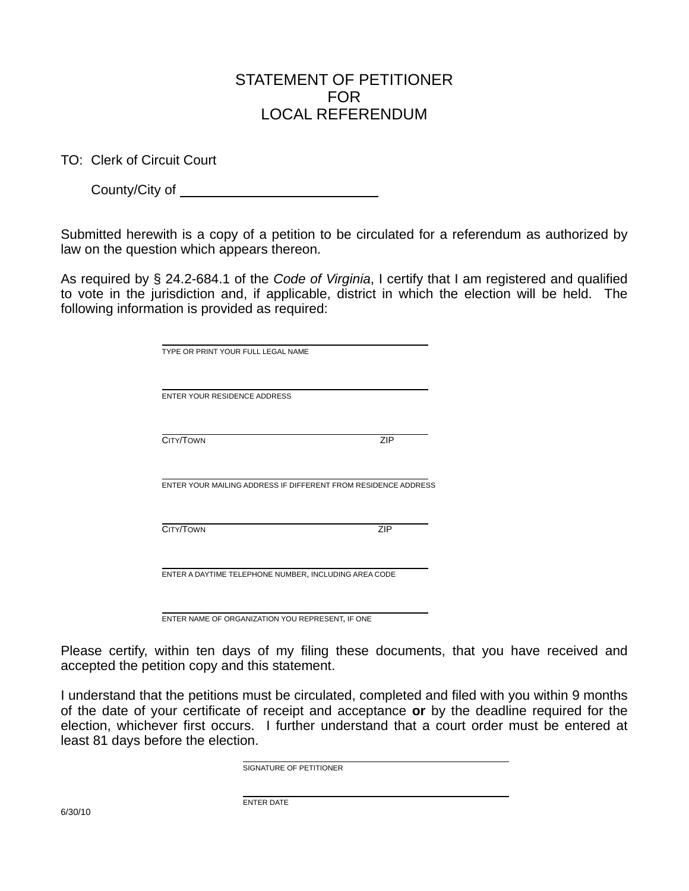# STATEMENT OF PETITIONER FOR LOCAL REFERENDUM

TO: Clerk of Circuit Court

County/City of ____________________________

Submitted herewith is a copy of a petition to be circulated for a referendum as authorized by law on the question which appears thereon.

As required by § 24.2-684.1 of the *Code of Virginia*, I certify that I am registered and qualified to vote in the jurisdiction and, if applicable, district in which the election will be held. The following information is provided as required:

______________________________________
TYPE OR PRINT YOUR FULL LEGAL NAME

______________________________________
ENTER YOUR RESIDENCE ADDRESS

______________________________________
CITY/TOWN ZIP

______________________________________
ENTER YOUR MAILING ADDRESS IF DIFFERENT FROM RESIDENCE ADDRESS

______________________________________
CITY/TOWN ZIP

______________________________________
ENTER A DAYTIME TELEPHONE NUMBER, INCLUDING AREA CODE

______________________________________
ENTER NAME OF ORGANIZATION YOU REPRESENT, IF ONE

Please certify, within ten days of my filing these documents, that you have received and accepted the petition copy and this statement.

I understand that the petitions must be circulated, completed and filed with you within 9 months of the date of your certificate of receipt and acceptance **or** by the deadline required for the election, whichever first occurs. I further understand that a court order must be entered at least 81 days before the election.

______________________________________
SIGNATURE OF PETITIONER

______________________________________
ENTER DATE

6/30/10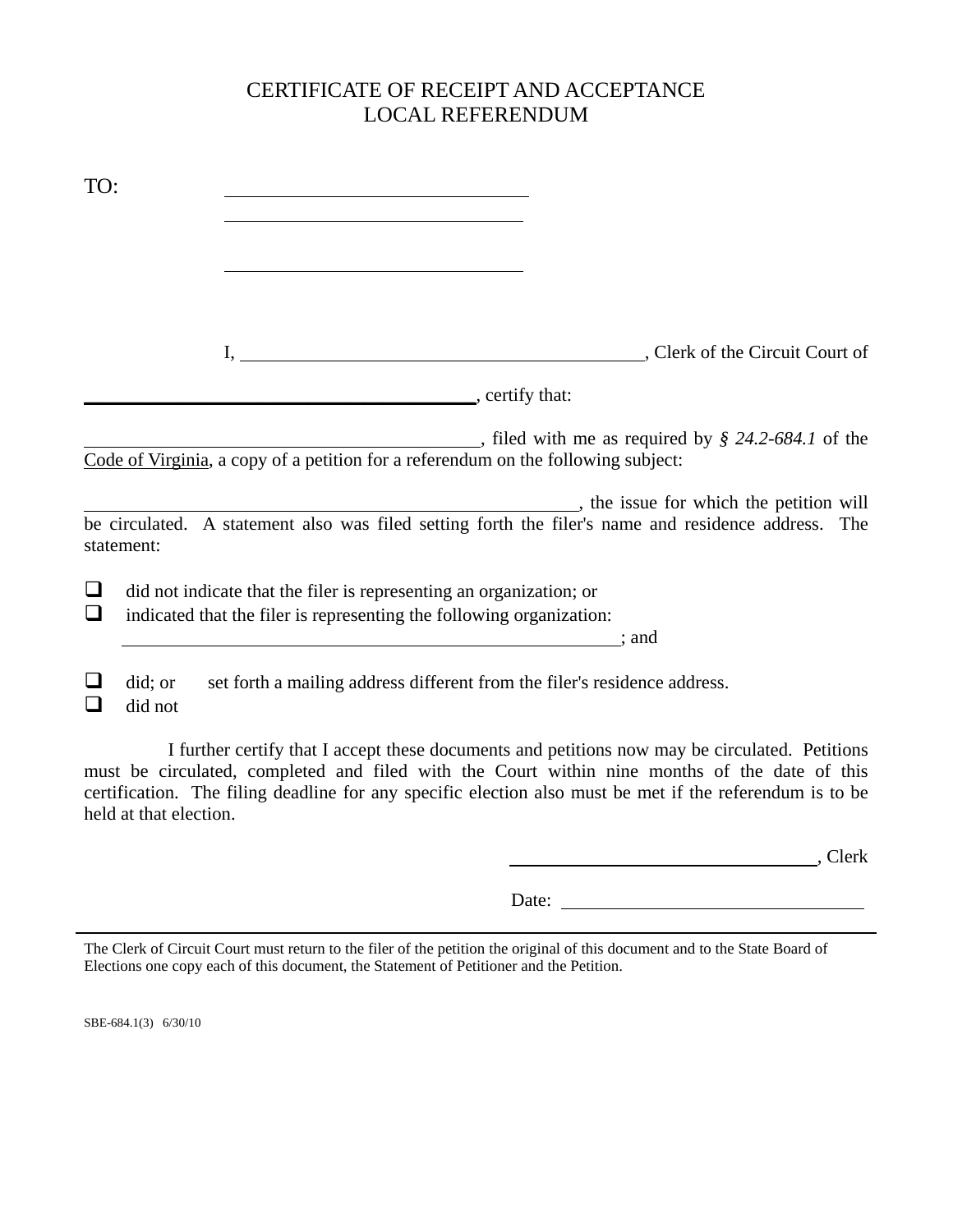# CERTIFICATE OF RECEIPT AND ACCEPTANCE
## LOCAL REFERENDUM

TO: ______________________________

______________________________

______________________________

I, ________________________________________, Clerk of the Circuit Court of

________________________________________, certify that:

________________________________________, filed with me as required by *§ 24.2-684.1* of the Code of Virginia, a copy of a petition for a referendum on the following subject:

__________________________________________________, the issue for which the petition will be circulated. A statement also was filed setting forth the filer's name and residence address. The statement:

- ☐ did not indicate that the filer is representing an organization; or
- ☐ indicated that the filer is representing the following organization:

__________________________________________________; and

- ☐ did; or
- ☐ did not

set forth a mailing address different from the filer's residence address.

I further certify that I accept these documents and petitions now may be circulated. Petitions must be circulated, completed and filed with the Court within nine months of the date of this certification. The filing deadline for any specific election also must be met if the referendum is to be held at that election.

______________________________, Clerk

Date: ______________________________

---

The Clerk of Circuit Court must return to the filer of the petition the original of this document and to the State Board of Elections one copy each of this document, the Statement of Petitioner and the Petition.

SBE-684.1(3) 6/30/10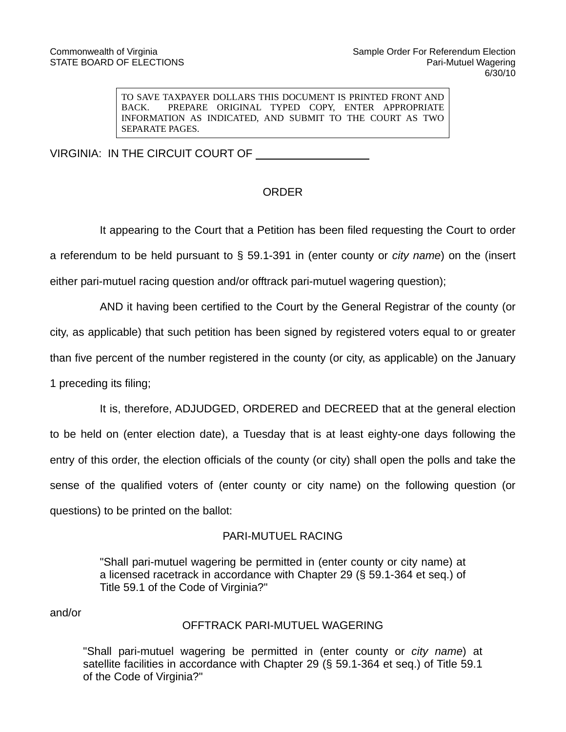Commonwealth of Virginia
STATE BOARD OF ELECTIONS

Sample Order For Referendum Election
Pari-Mutuel Wagering
6/30/10

> TO SAVE TAXPAYER DOLLARS THIS DOCUMENT IS PRINTED FRONT AND BACK. PREPARE ORIGINAL TYPED COPY, ENTER APPROPRIATE INFORMATION AS INDICATED, AND SUBMIT TO THE COURT AS TWO SEPARATE PAGES.

VIRGINIA: IN THE CIRCUIT COURT OF ___________________

ORDER

It appearing to the Court that a Petition has been filed requesting the Court to order a referendum to be held pursuant to § 59.1-391 in (enter county or *city name*) on the (insert either pari-mutuel racing question and/or offtrack pari-mutuel wagering question);

AND it having been certified to the Court by the General Registrar of the county (or city, as applicable) that such petition has been signed by registered voters equal to or greater than five percent of the number registered in the county (or city, as applicable) on the January 1 preceding its filing;

It is, therefore, ADJUDGED, ORDERED and DECREED that at the general election to be held on (enter election date), a Tuesday that is at least eighty-one days following the entry of this order, the election officials of the county (or city) shall open the polls and take the sense of the qualified voters of (enter county or city name) on the following question (or questions) to be printed on the ballot:

PARI-MUTUEL RACING

"Shall pari-mutuel wagering be permitted in (enter county or city name) at a licensed racetrack in accordance with Chapter 29 (§ 59.1-364 et seq.) of Title 59.1 of the Code of Virginia?"

and/or

OFFTRACK PARI-MUTUEL WAGERING

"Shall pari-mutuel wagering be permitted in (enter county or *city name*) at satellite facilities in accordance with Chapter 29 (§ 59.1-364 et seq.) of Title 59.1 of the Code of Virginia?"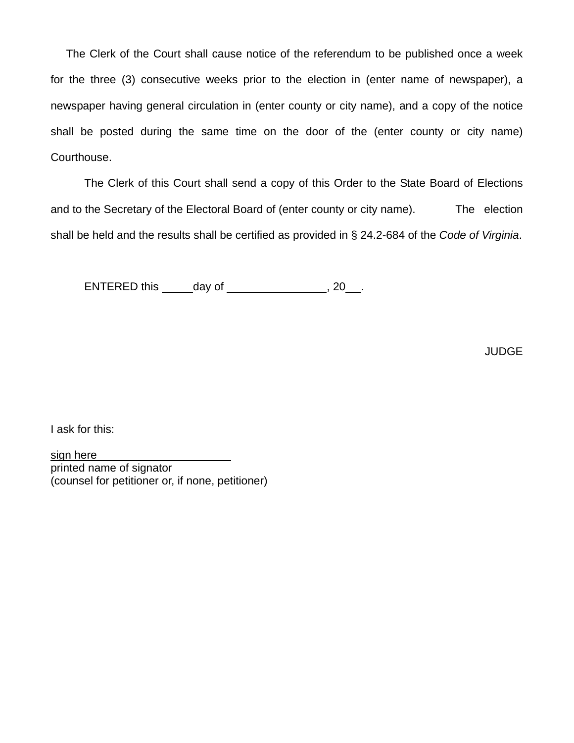The Clerk of the Court shall cause notice of the referendum to be published once a week for the three (3) consecutive weeks prior to the election in (enter name of newspaper), a newspaper having general circulation in (enter county or city name), and a copy of the notice shall be posted during the same time on the door of the (enter county or city name) Courthouse.

The Clerk of this Court shall send a copy of this Order to the State Board of Elections and to the Secretary of the Electoral Board of (enter county or city name). The election shall be held and the results shall be certified as provided in § 24.2-684 of the *Code of Virginia*.

ENTERED this \_\_\_\_\_ day of \_\_\_\_\_\_\_\_\_\_\_\_\_\_\_\_, 20\_\_\_.

JUDGE

I ask for this:

sign here \_\_\_\_\_\_\_\_\_\_\_\_\_\_\_\_\_\_\_\_\_\_\_

printed name of signator

(counsel for petitioner or, if none, petitioner)